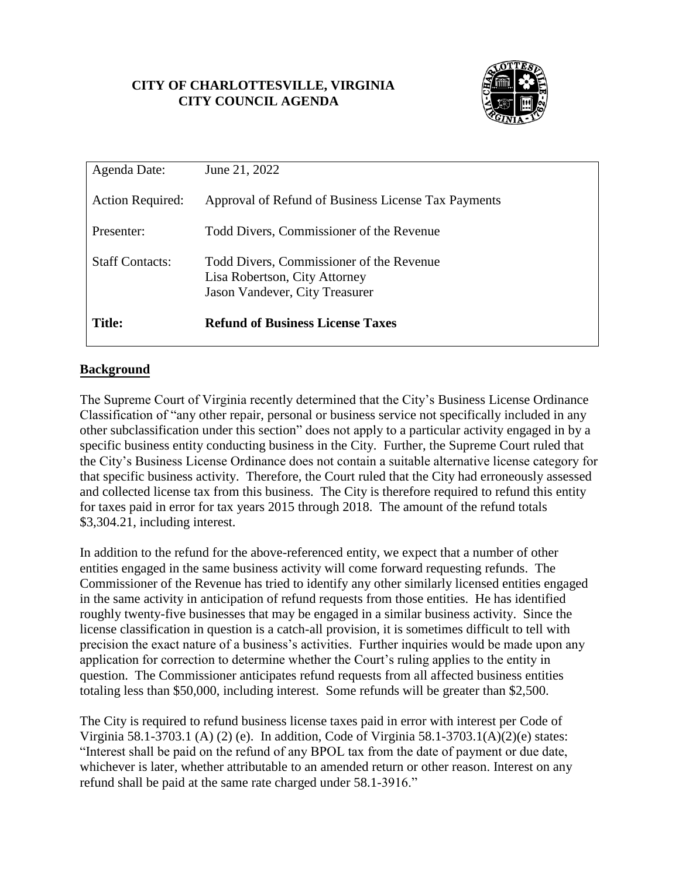**CITY OF CHARLOTTESVILLE, VIRGINIA**
**CITY COUNCIL AGENDA**

| | |
|---|---|
| Agenda Date: | June 21, 2022 |
| Action Required: | Approval of Refund of Business License Tax Payments |
| Presenter: | Todd Divers, Commissioner of the Revenue |
| Staff Contacts: | Todd Divers, Commissioner of the Revenue<br>Lisa Robertson, City Attorney<br>Jason Vandever, City Treasurer |
| **Title:** | **Refund of Business License Taxes** |

## Background

The Supreme Court of Virginia recently determined that the City's Business License Ordinance Classification of "any other repair, personal or business service not specifically included in any other subclassification under this section" does not apply to a particular activity engaged in by a specific business entity conducting business in the City. Further, the Supreme Court ruled that the City's Business License Ordinance does not contain a suitable alternative license category for that specific business activity. Therefore, the Court ruled that the City had erroneously assessed and collected license tax from this business. The City is therefore required to refund this entity for taxes paid in error for tax years 2015 through 2018. The amount of the refund totals $3,304.21, including interest.

In addition to the refund for the above-referenced entity, we expect that a number of other entities engaged in the same business activity will come forward requesting refunds. The Commissioner of the Revenue has tried to identify any other similarly licensed entities engaged in the same activity in anticipation of refund requests from those entities. He has identified roughly twenty-five businesses that may be engaged in a similar business activity. Since the license classification in question is a catch-all provision, it is sometimes difficult to tell with precision the exact nature of a business's activities. Further inquiries would be made upon any application for correction to determine whether the Court's ruling applies to the entity in question. The Commissioner anticipates refund requests from all affected business entities totaling less than $50,000, including interest. Some refunds will be greater than $2,500.

The City is required to refund business license taxes paid in error with interest per Code of Virginia 58.1-3703.1 (A) (2) (e). In addition, Code of Virginia 58.1-3703.1(A)(2)(e) states: "Interest shall be paid on the refund of any BPOL tax from the date of payment or due date, whichever is later, whether attributable to an amended return or other reason. Interest on any refund shall be paid at the same rate charged under 58.1-3916."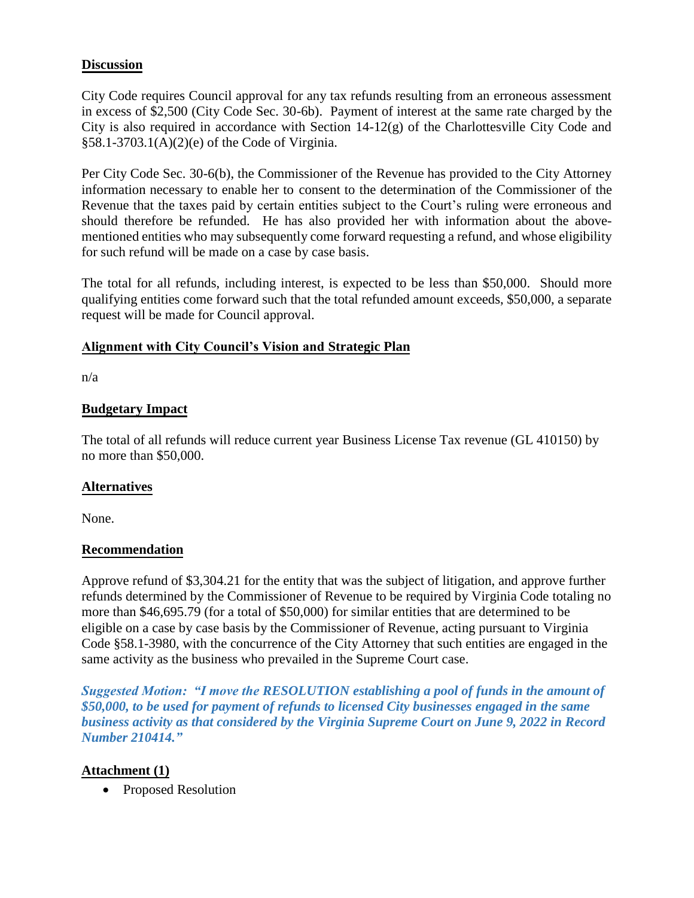## Discussion

City Code requires Council approval for any tax refunds resulting from an erroneous assessment in excess of $2,500 (City Code Sec. 30-6b). Payment of interest at the same rate charged by the City is also required in accordance with Section 14-12(g) of the Charlottesville City Code and §58.1-3703.1(A)(2)(e) of the Code of Virginia.

Per City Code Sec. 30-6(b), the Commissioner of the Revenue has provided to the City Attorney information necessary to enable her to consent to the determination of the Commissioner of the Revenue that the taxes paid by certain entities subject to the Court's ruling were erroneous and should therefore be refunded. He has also provided her with information about the above-mentioned entities who may subsequently come forward requesting a refund, and whose eligibility for such refund will be made on a case by case basis.

The total for all refunds, including interest, is expected to be less than $50,000. Should more qualifying entities come forward such that the total refunded amount exceeds, $50,000, a separate request will be made for Council approval.

## Alignment with City Council's Vision and Strategic Plan

n/a

## Budgetary Impact

The total of all refunds will reduce current year Business License Tax revenue (GL 410150) by no more than $50,000.

## Alternatives

None.

## Recommendation

Approve refund of $3,304.21 for the entity that was the subject of litigation, and approve further refunds determined by the Commissioner of Revenue to be required by Virginia Code totaling no more than $46,695.79 (for a total of $50,000) for similar entities that are determined to be eligible on a case by case basis by the Commissioner of Revenue, acting pursuant to Virginia Code §58.1-3980, with the concurrence of the City Attorney that such entities are engaged in the same activity as the business who prevailed in the Supreme Court case.

***Suggested Motion: "I move the RESOLUTION establishing a pool of funds in the amount of $50,000, to be used for payment of refunds to licensed City businesses engaged in the same business activity as that considered by the Virginia Supreme Court on June 9, 2022 in Record Number 210414."***

## Attachment (1)

- Proposed Resolution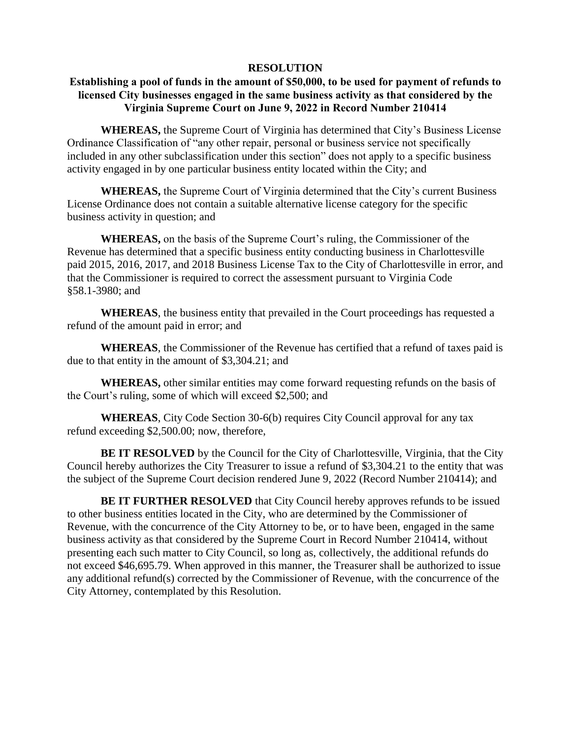# RESOLUTION

## Establishing a pool of funds in the amount of $50,000, to be used for payment of refunds to licensed City businesses engaged in the same business activity as that considered by the Virginia Supreme Court on June 9, 2022 in Record Number 210414

**WHEREAS,** the Supreme Court of Virginia has determined that City's Business License Ordinance Classification of "any other repair, personal or business service not specifically included in any other subclassification under this section" does not apply to a specific business activity engaged in by one particular business entity located within the City; and

**WHEREAS,** the Supreme Court of Virginia determined that the City's current Business License Ordinance does not contain a suitable alternative license category for the specific business activity in question; and

**WHEREAS,** on the basis of the Supreme Court's ruling, the Commissioner of the Revenue has determined that a specific business entity conducting business in Charlottesville paid 2015, 2016, 2017, and 2018 Business License Tax to the City of Charlottesville in error, and that the Commissioner is required to correct the assessment pursuant to Virginia Code §58.1-3980; and

**WHEREAS**, the business entity that prevailed in the Court proceedings has requested a refund of the amount paid in error; and

**WHEREAS**, the Commissioner of the Revenue has certified that a refund of taxes paid is due to that entity in the amount of $3,304.21; and

**WHEREAS,** other similar entities may come forward requesting refunds on the basis of the Court's ruling, some of which will exceed $2,500; and

**WHEREAS**, City Code Section 30-6(b) requires City Council approval for any tax refund exceeding $2,500.00; now, therefore,

**BE IT RESOLVED** by the Council for the City of Charlottesville, Virginia, that the City Council hereby authorizes the City Treasurer to issue a refund of $3,304.21 to the entity that was the subject of the Supreme Court decision rendered June 9, 2022 (Record Number 210414); and

**BE IT FURTHER RESOLVED** that City Council hereby approves refunds to be issued to other business entities located in the City, who are determined by the Commissioner of Revenue, with the concurrence of the City Attorney to be, or to have been, engaged in the same business activity as that considered by the Supreme Court in Record Number 210414, without presenting each such matter to City Council, so long as, collectively, the additional refunds do not exceed $46,695.79. When approved in this manner, the Treasurer shall be authorized to issue any additional refund(s) corrected by the Commissioner of Revenue, with the concurrence of the City Attorney, contemplated by this Resolution.